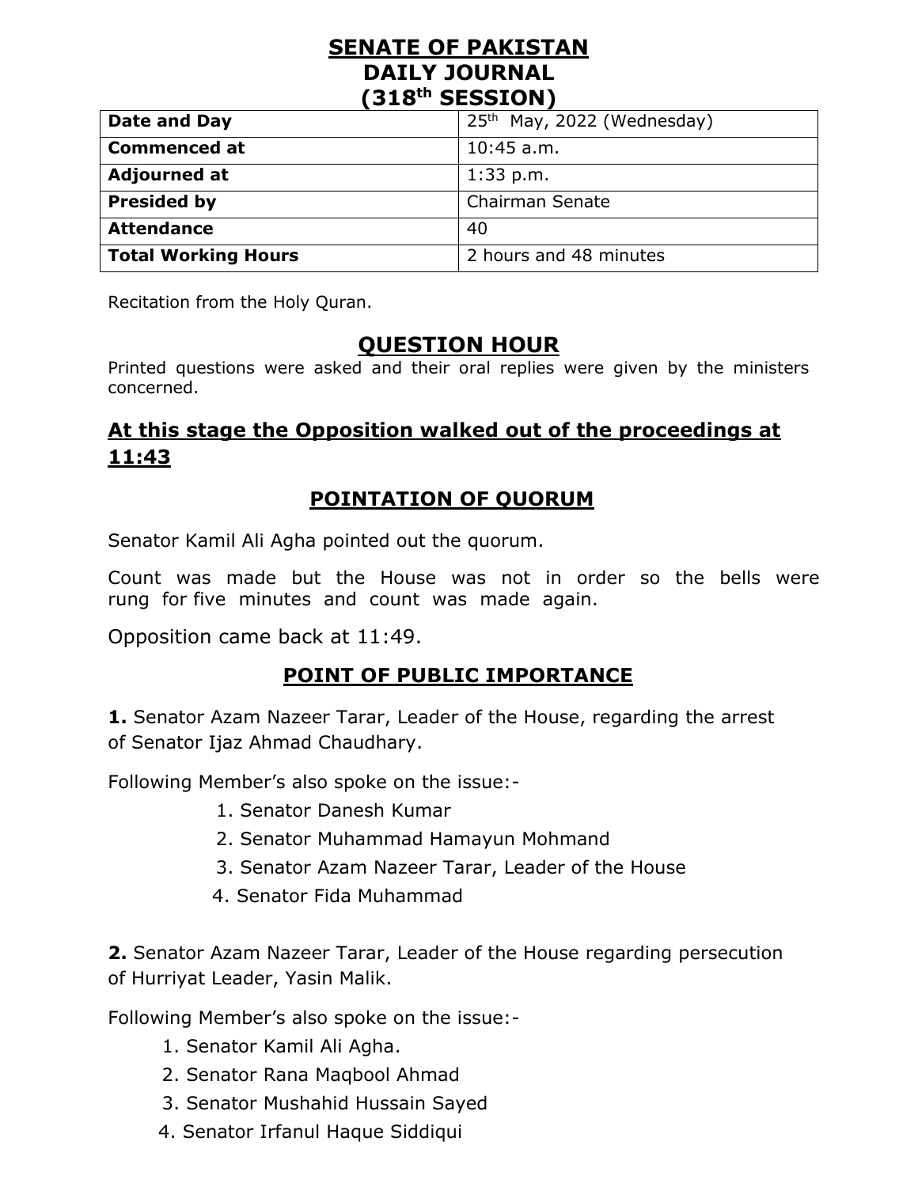# SENATE OF PAKISTAN
# DAILY JOURNAL
# (318th SESSION)

| Date and Day | 25th May, 2022 (Wednesday) |
|---|---|
| Commenced at | 10:45 a.m. |
| Adjourned at | 1:33 p.m. |
| Presided by | Chairman Senate |
| Attendance | 40 |
| Total Working Hours | 2 hours and 48 minutes |

Recitation from the Holy Quran.

## QUESTION HOUR

Printed questions were asked and their oral replies were given by the ministers concerned.

## At this stage the Opposition walked out of the proceedings at 11:43

## POINTATION OF QUORUM

Senator Kamil Ali Agha pointed out the quorum.

Count was made but the House was not in order so the bells were rung for five minutes and count was made again.

Opposition came back at 11:49.

## POINT OF PUBLIC IMPORTANCE

**1.** Senator Azam Nazeer Tarar, Leader of the House, regarding the arrest of Senator Ijaz Ahmad Chaudhary.

Following Member's also spoke on the issue:-

1. Senator Danesh Kumar
2. Senator Muhammad Hamayun Mohmand
3. Senator Azam Nazeer Tarar, Leader of the House
4. Senator Fida Muhammad

**2.** Senator Azam Nazeer Tarar, Leader of the House regarding persecution of Hurriyat Leader, Yasin Malik.

Following Member's also spoke on the issue:-

1. Senator Kamil Ali Agha.
2. Senator Rana Maqbool Ahmad
3. Senator Mushahid Hussain Sayed
4. Senator Irfanul Haque Siddiqui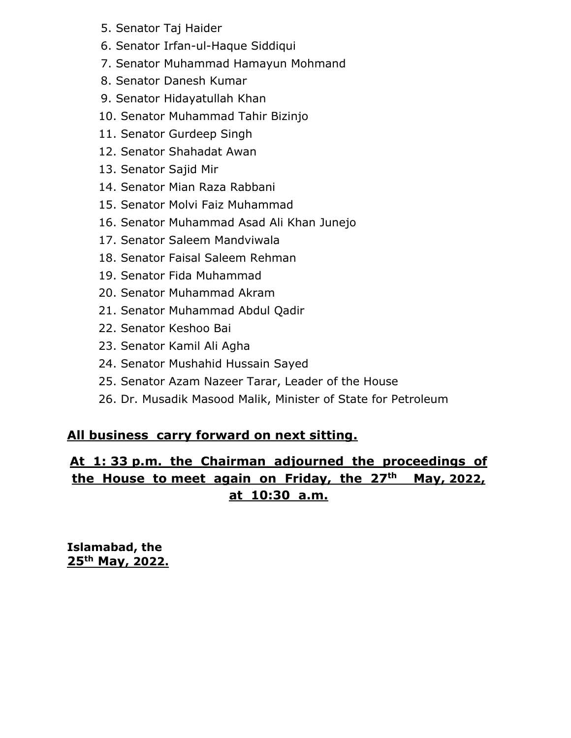5. Senator Taj Haider
6. Senator Irfan-ul-Haque Siddiqui
7. Senator Muhammad Hamayun Mohmand
8. Senator Danesh Kumar
9. Senator Hidayatullah Khan
10. Senator Muhammad Tahir Bizinjo
11. Senator Gurdeep Singh
12. Senator Shahadat Awan
13. Senator Sajid Mir
14. Senator Mian Raza Rabbani
15. Senator Molvi Faiz Muhammad
16. Senator Muhammad Asad Ali Khan Junejo
17. Senator Saleem Mandviwala
18. Senator Faisal Saleem Rehman
19. Senator Fida Muhammad
20. Senator Muhammad Akram
21. Senator Muhammad Abdul Qadir
22. Senator Keshoo Bai
23. Senator Kamil Ali Agha
24. Senator Mushahid Hussain Sayed
25. Senator Azam Nazeer Tarar, Leader of the House
26. Dr. Musadik Masood Malik, Minister of State for Petroleum

**All business carry forward on next sitting.**

**At 1: 33 p.m. the Chairman adjourned the proceedings of the House to meet again on Friday, the 27th May, 2022, at 10:30 a.m.**

**Islamabad, the**
**25th May, 2022.**